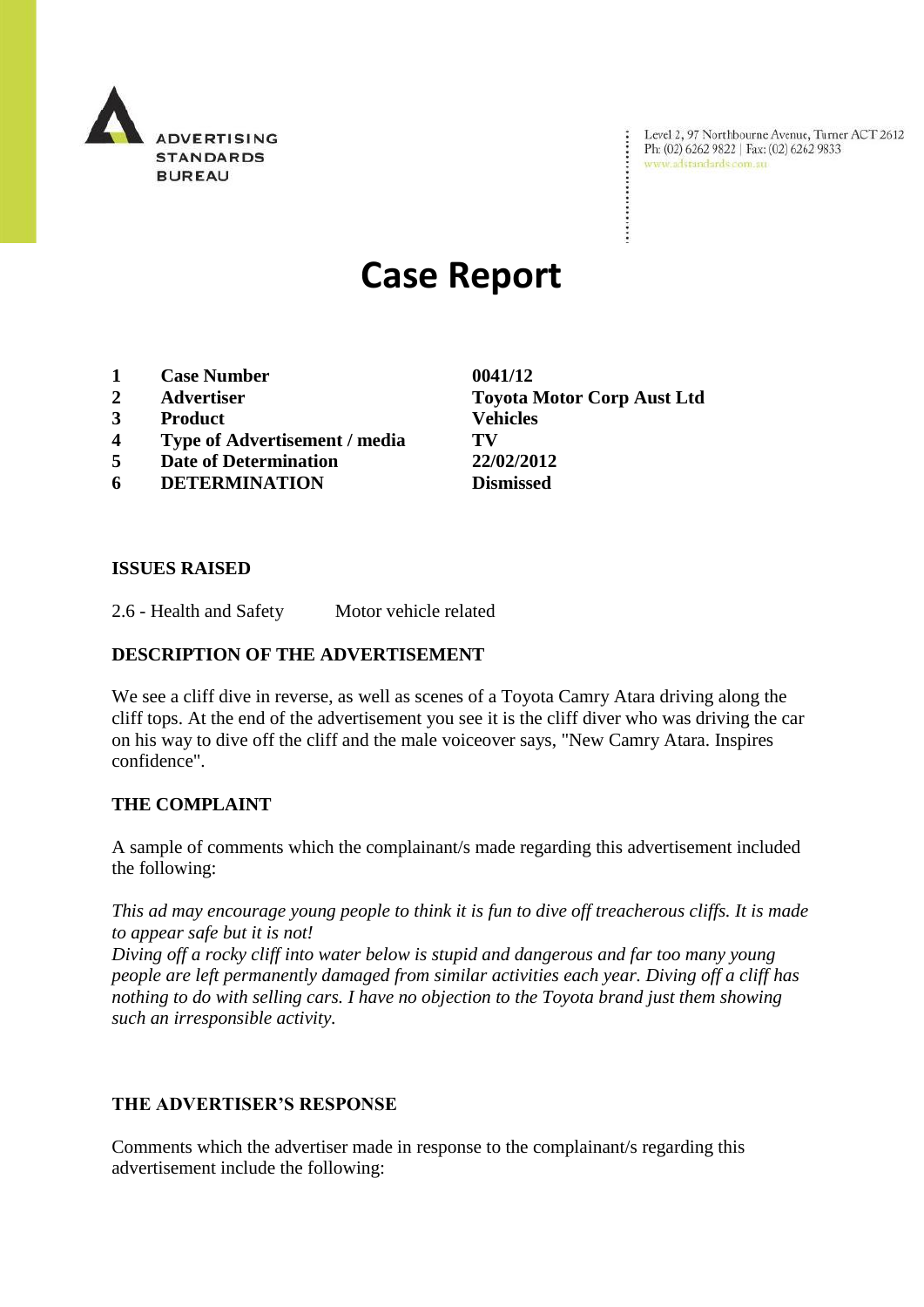ADVERTISING STANDARDS BUREAU

Level 2, 97 Northbourne Avenue, Turner ACT 2612
Ph: (02) 6262 9822 | Fax: (02) 6262 9833
www.adstandards.com.au

# Case Report

| | | |
|---|---|---|
| 1 | **Case Number** | **0041/12** |
| 2 | **Advertiser** | **Toyota Motor Corp Aust Ltd** |
| 3 | **Product** | **Vehicles** |
| 4 | **Type of Advertisement / media** | **TV** |
| 5 | **Date of Determination** | **22/02/2012** |
| 6 | **DETERMINATION** | **Dismissed** |

**ISSUES RAISED**

2.6 - Health and Safety  Motor vehicle related

**DESCRIPTION OF THE ADVERTISEMENT**

We see a cliff dive in reverse, as well as scenes of a Toyota Camry Atara driving along the cliff tops. At the end of the advertisement you see it is the cliff diver who was driving the car on his way to dive off the cliff and the male voiceover says, "New Camry Atara. Inspires confidence".

**THE COMPLAINT**

A sample of comments which the complainant/s made regarding this advertisement included the following:

*This ad may encourage young people to think it is fun to dive off treacherous cliffs. It is made to appear safe but it is not!*
*Diving off a rocky cliff into water below is stupid and dangerous and far too many young people are left permanently damaged from similar activities each year. Diving off a cliff has nothing to do with selling cars. I have no objection to the Toyota brand just them showing such an irresponsible activity.*

**THE ADVERTISER'S RESPONSE**

Comments which the advertiser made in response to the complainant/s regarding this advertisement include the following: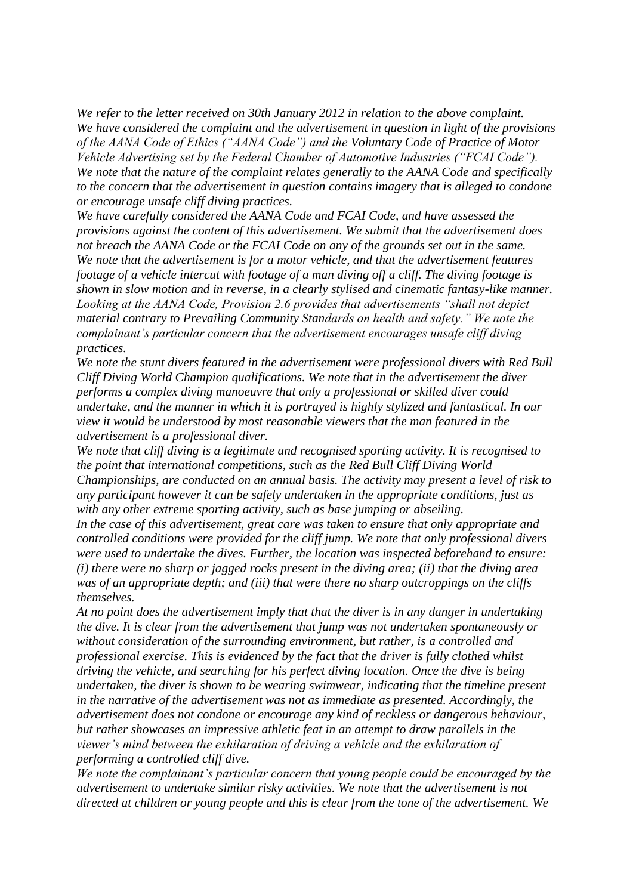*We refer to the letter received on 30th January 2012 in relation to the above complaint. We have considered the complaint and the advertisement in question in light of the provisions of the AANA Code of Ethics ("AANA Code") and the Voluntary Code of Practice of Motor Vehicle Advertising set by the Federal Chamber of Automotive Industries ("FCAI Code").*

*We note that the nature of the complaint relates generally to the AANA Code and specifically to the concern that the advertisement in question contains imagery that is alleged to condone or encourage unsafe cliff diving practices.*

*We have carefully considered the AANA Code and FCAI Code, and have assessed the provisions against the content of this advertisement. We submit that the advertisement does not breach the AANA Code or the FCAI Code on any of the grounds set out in the same.*

*We note that the advertisement is for a motor vehicle, and that the advertisement features footage of a vehicle intercut with footage of a man diving off a cliff. The diving footage is shown in slow motion and in reverse, in a clearly stylised and cinematic fantasy-like manner.*

*Looking at the AANA Code, Provision 2.6 provides that advertisements "shall not depict material contrary to Prevailing Community Standards on health and safety." We note the complainant's particular concern that the advertisement encourages unsafe cliff diving practices.*

*We note the stunt divers featured in the advertisement were professional divers with Red Bull Cliff Diving World Champion qualifications. We note that in the advertisement the diver performs a complex diving manoeuvre that only a professional or skilled diver could undertake, and the manner in which it is portrayed is highly stylized and fantastical. In our view it would be understood by most reasonable viewers that the man featured in the advertisement is a professional diver.*

*We note that cliff diving is a legitimate and recognised sporting activity. It is recognised to the point that international competitions, such as the Red Bull Cliff Diving World Championships, are conducted on an annual basis. The activity may present a level of risk to any participant however it can be safely undertaken in the appropriate conditions, just as with any other extreme sporting activity, such as base jumping or abseiling.*

*In the case of this advertisement, great care was taken to ensure that only appropriate and controlled conditions were provided for the cliff jump. We note that only professional divers were used to undertake the dives. Further, the location was inspected beforehand to ensure: (i) there were no sharp or jagged rocks present in the diving area; (ii) that the diving area was of an appropriate depth; and (iii) that were there no sharp outcroppings on the cliffs themselves.*

*At no point does the advertisement imply that that the diver is in any danger in undertaking the dive. It is clear from the advertisement that jump was not undertaken spontaneously or without consideration of the surrounding environment, but rather, is a controlled and professional exercise. This is evidenced by the fact that the driver is fully clothed whilst driving the vehicle, and searching for his perfect diving location. Once the dive is being undertaken, the diver is shown to be wearing swimwear, indicating that the timeline present in the narrative of the advertisement was not as immediate as presented. Accordingly, the advertisement does not condone or encourage any kind of reckless or dangerous behaviour, but rather showcases an impressive athletic feat in an attempt to draw parallels in the viewer's mind between the exhilaration of driving a vehicle and the exhilaration of performing a controlled cliff dive.*

*We note the complainant's particular concern that young people could be encouraged by the advertisement to undertake similar risky activities. We note that the advertisement is not directed at children or young people and this is clear from the tone of the advertisement. We*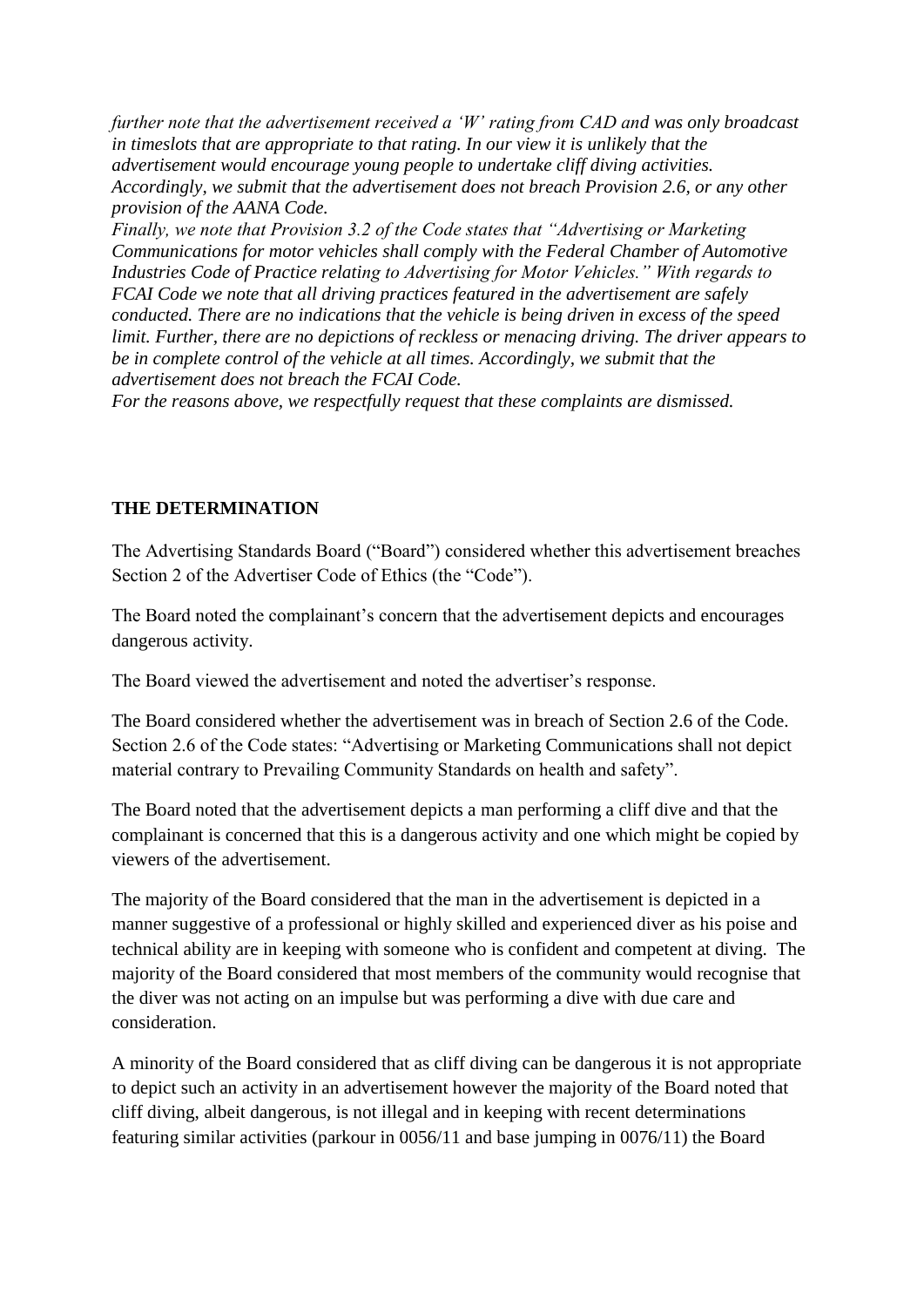*further note that the advertisement received a 'W' rating from CAD and was only broadcast in timeslots that are appropriate to that rating. In our view it is unlikely that the advertisement would encourage young people to undertake cliff diving activities. Accordingly, we submit that the advertisement does not breach Provision 2.6, or any other provision of the AANA Code.*

*Finally, we note that Provision 3.2 of the Code states that "Advertising or Marketing Communications for motor vehicles shall comply with the Federal Chamber of Automotive Industries Code of Practice relating to Advertising for Motor Vehicles." With regards to FCAI Code we note that all driving practices featured in the advertisement are safely conducted. There are no indications that the vehicle is being driven in excess of the speed limit. Further, there are no depictions of reckless or menacing driving. The driver appears to be in complete control of the vehicle at all times. Accordingly, we submit that the advertisement does not breach the FCAI Code.*

*For the reasons above, we respectfully request that these complaints are dismissed.*

**THE DETERMINATION**

The Advertising Standards Board ("Board") considered whether this advertisement breaches Section 2 of the Advertiser Code of Ethics (the "Code").

The Board noted the complainant's concern that the advertisement depicts and encourages dangerous activity.

The Board viewed the advertisement and noted the advertiser's response.

The Board considered whether the advertisement was in breach of Section 2.6 of the Code. Section 2.6 of the Code states: "Advertising or Marketing Communications shall not depict material contrary to Prevailing Community Standards on health and safety".

The Board noted that the advertisement depicts a man performing a cliff dive and that the complainant is concerned that this is a dangerous activity and one which might be copied by viewers of the advertisement.

The majority of the Board considered that the man in the advertisement is depicted in a manner suggestive of a professional or highly skilled and experienced diver as his poise and technical ability are in keeping with someone who is confident and competent at diving. The majority of the Board considered that most members of the community would recognise that the diver was not acting on an impulse but was performing a dive with due care and consideration.

A minority of the Board considered that as cliff diving can be dangerous it is not appropriate to depict such an activity in an advertisement however the majority of the Board noted that cliff diving, albeit dangerous, is not illegal and in keeping with recent determinations featuring similar activities (parkour in 0056/11 and base jumping in 0076/11) the Board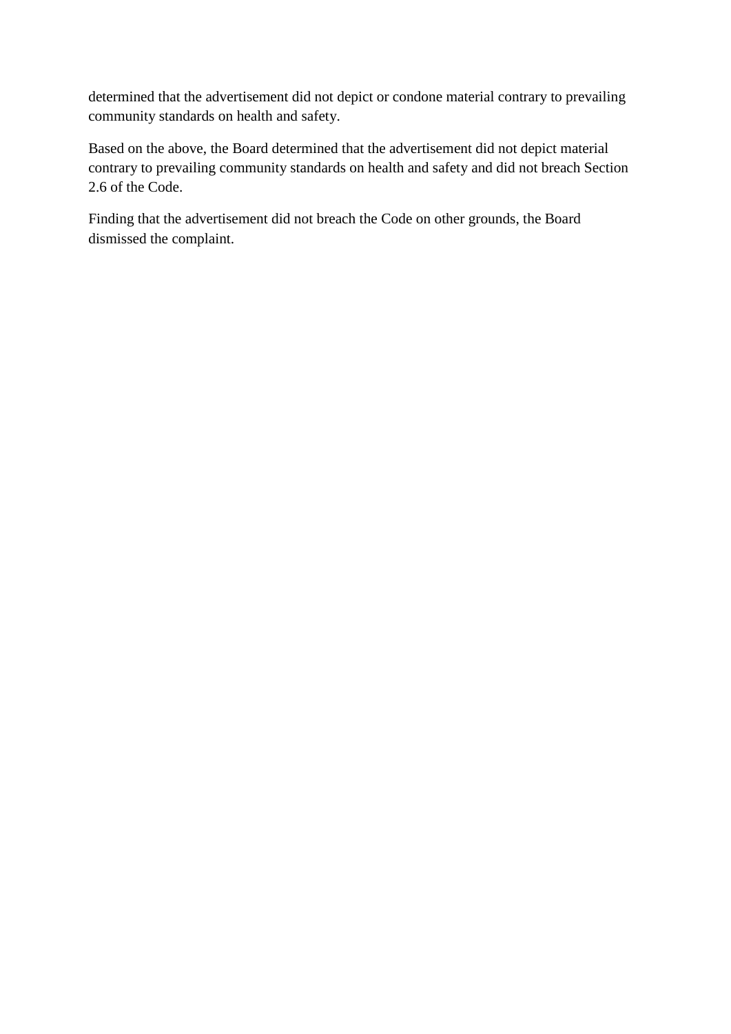determined that the advertisement did not depict or condone material contrary to prevailing community standards on health and safety.

Based on the above, the Board determined that the advertisement did not depict material contrary to prevailing community standards on health and safety and did not breach Section 2.6 of the Code.

Finding that the advertisement did not breach the Code on other grounds, the Board dismissed the complaint.